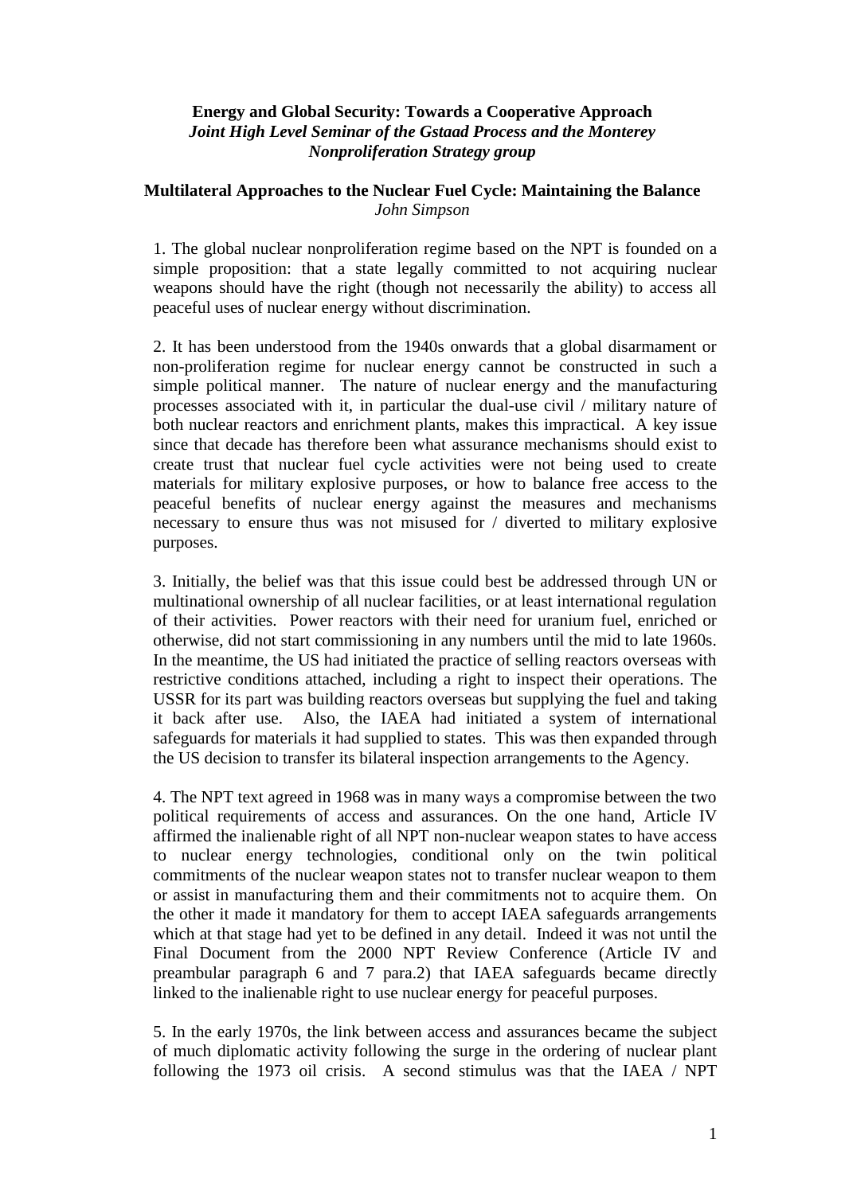**Energy and Global Security: Towards a Cooperative Approach**
***Joint High Level Seminar of the Gstaad Process and the Monterey Nonproliferation Strategy group***

**Multilateral Approaches to the Nuclear Fuel Cycle: Maintaining the Balance**
*John Simpson*

1. The global nuclear nonproliferation regime based on the NPT is founded on a simple proposition: that a state legally committed to not acquiring nuclear weapons should have the right (though not necessarily the ability) to access all peaceful uses of nuclear energy without discrimination.

2. It has been understood from the 1940s onwards that a global disarmament or non-proliferation regime for nuclear energy cannot be constructed in such a simple political manner. The nature of nuclear energy and the manufacturing processes associated with it, in particular the dual-use civil / military nature of both nuclear reactors and enrichment plants, makes this impractical. A key issue since that decade has therefore been what assurance mechanisms should exist to create trust that nuclear fuel cycle activities were not being used to create materials for military explosive purposes, or how to balance free access to the peaceful benefits of nuclear energy against the measures and mechanisms necessary to ensure thus was not misused for / diverted to military explosive purposes.

3. Initially, the belief was that this issue could best be addressed through UN or multinational ownership of all nuclear facilities, or at least international regulation of their activities. Power reactors with their need for uranium fuel, enriched or otherwise, did not start commissioning in any numbers until the mid to late 1960s. In the meantime, the US had initiated the practice of selling reactors overseas with restrictive conditions attached, including a right to inspect their operations. The USSR for its part was building reactors overseas but supplying the fuel and taking it back after use. Also, the IAEA had initiated a system of international safeguards for materials it had supplied to states. This was then expanded through the US decision to transfer its bilateral inspection arrangements to the Agency.

4. The NPT text agreed in 1968 was in many ways a compromise between the two political requirements of access and assurances. On the one hand, Article IV affirmed the inalienable right of all NPT non-nuclear weapon states to have access to nuclear energy technologies, conditional only on the twin political commitments of the nuclear weapon states not to transfer nuclear weapon to them or assist in manufacturing them and their commitments not to acquire them. On the other it made it mandatory for them to accept IAEA safeguards arrangements which at that stage had yet to be defined in any detail. Indeed it was not until the Final Document from the 2000 NPT Review Conference (Article IV and preambular paragraph 6 and 7 para.2) that IAEA safeguards became directly linked to the inalienable right to use nuclear energy for peaceful purposes.

5. In the early 1970s, the link between access and assurances became the subject of much diplomatic activity following the surge in the ordering of nuclear plant following the 1973 oil crisis. A second stimulus was that the IAEA / NPT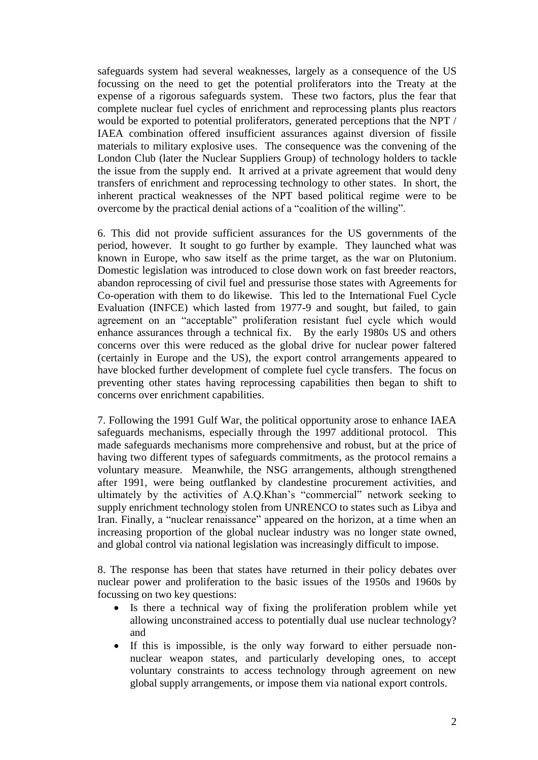safeguards system had several weaknesses, largely as a consequence of the US focussing on the need to get the potential proliferators into the Treaty at the expense of a rigorous safeguards system. These two factors, plus the fear that complete nuclear fuel cycles of enrichment and reprocessing plants plus reactors would be exported to potential proliferators, generated perceptions that the NPT / IAEA combination offered insufficient assurances against diversion of fissile materials to military explosive uses. The consequence was the convening of the London Club (later the Nuclear Suppliers Group) of technology holders to tackle the issue from the supply end. It arrived at a private agreement that would deny transfers of enrichment and reprocessing technology to other states. In short, the inherent practical weaknesses of the NPT based political regime were to be overcome by the practical denial actions of a "coalition of the willing".

6. This did not provide sufficient assurances for the US governments of the period, however. It sought to go further by example. They launched what was known in Europe, who saw itself as the prime target, as the war on Plutonium. Domestic legislation was introduced to close down work on fast breeder reactors, abandon reprocessing of civil fuel and pressurise those states with Agreements for Co-operation with them to do likewise. This led to the International Fuel Cycle Evaluation (INFCE) which lasted from 1977-9 and sought, but failed, to gain agreement on an "acceptable" proliferation resistant fuel cycle which would enhance assurances through a technical fix. By the early 1980s US and others concerns over this were reduced as the global drive for nuclear power faltered (certainly in Europe and the US), the export control arrangements appeared to have blocked further development of complete fuel cycle transfers. The focus on preventing other states having reprocessing capabilities then began to shift to concerns over enrichment capabilities.

7. Following the 1991 Gulf War, the political opportunity arose to enhance IAEA safeguards mechanisms, especially through the 1997 additional protocol. This made safeguards mechanisms more comprehensive and robust, but at the price of having two different types of safeguards commitments, as the protocol remains a voluntary measure. Meanwhile, the NSG arrangements, although strengthened after 1991, were being outflanked by clandestine procurement activities, and ultimately by the activities of A.Q.Khan's "commercial" network seeking to supply enrichment technology stolen from UNRENCO to states such as Libya and Iran. Finally, a "nuclear renaissance" appeared on the horizon, at a time when an increasing proportion of the global nuclear industry was no longer state owned, and global control via national legislation was increasingly difficult to impose.

8. The response has been that states have returned in their policy debates over nuclear power and proliferation to the basic issues of the 1950s and 1960s by focussing on two key questions:

- Is there a technical way of fixing the proliferation problem while yet allowing unconstrained access to potentially dual use nuclear technology? and
- If this is impossible, is the only way forward to either persuade non-nuclear weapon states, and particularly developing ones, to accept voluntary constraints to access technology through agreement on new global supply arrangements, or impose them via national export controls.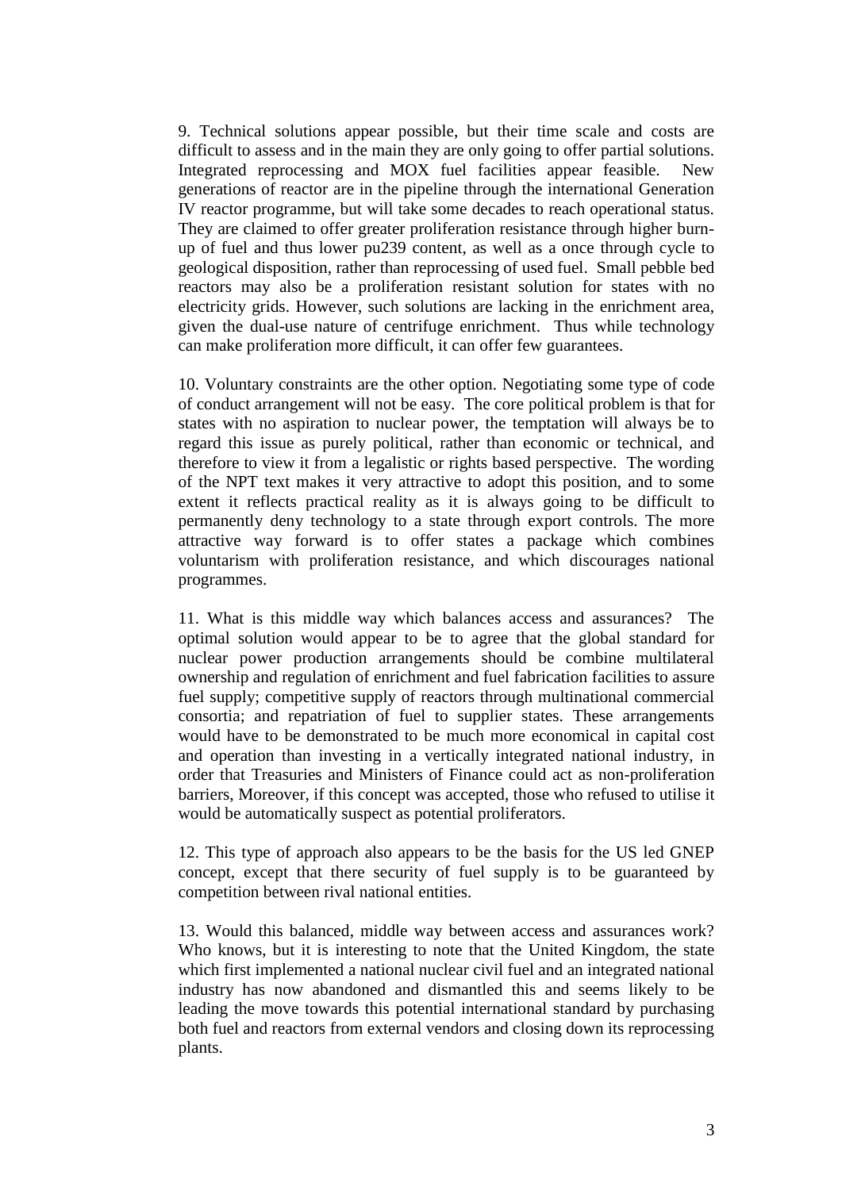9. Technical solutions appear possible, but their time scale and costs are difficult to assess and in the main they are only going to offer partial solutions. Integrated reprocessing and MOX fuel facilities appear feasible. New generations of reactor are in the pipeline through the international Generation IV reactor programme, but will take some decades to reach operational status. They are claimed to offer greater proliferation resistance through higher burn-up of fuel and thus lower pu239 content, as well as a once through cycle to geological disposition, rather than reprocessing of used fuel. Small pebble bed reactors may also be a proliferation resistant solution for states with no electricity grids. However, such solutions are lacking in the enrichment area, given the dual-use nature of centrifuge enrichment. Thus while technology can make proliferation more difficult, it can offer few guarantees.

10. Voluntary constraints are the other option. Negotiating some type of code of conduct arrangement will not be easy. The core political problem is that for states with no aspiration to nuclear power, the temptation will always be to regard this issue as purely political, rather than economic or technical, and therefore to view it from a legalistic or rights based perspective. The wording of the NPT text makes it very attractive to adopt this position, and to some extent it reflects practical reality as it is always going to be difficult to permanently deny technology to a state through export controls. The more attractive way forward is to offer states a package which combines voluntarism with proliferation resistance, and which discourages national programmes.

11. What is this middle way which balances access and assurances? The optimal solution would appear to be to agree that the global standard for nuclear power production arrangements should be combine multilateral ownership and regulation of enrichment and fuel fabrication facilities to assure fuel supply; competitive supply of reactors through multinational commercial consortia; and repatriation of fuel to supplier states. These arrangements would have to be demonstrated to be much more economical in capital cost and operation than investing in a vertically integrated national industry, in order that Treasuries and Ministers of Finance could act as non-proliferation barriers, Moreover, if this concept was accepted, those who refused to utilise it would be automatically suspect as potential proliferators.

12. This type of approach also appears to be the basis for the US led GNEP concept, except that there security of fuel supply is to be guaranteed by competition between rival national entities.

13. Would this balanced, middle way between access and assurances work? Who knows, but it is interesting to note that the United Kingdom, the state which first implemented a national nuclear civil fuel and an integrated national industry has now abandoned and dismantled this and seems likely to be leading the move towards this potential international standard by purchasing both fuel and reactors from external vendors and closing down its reprocessing plants.